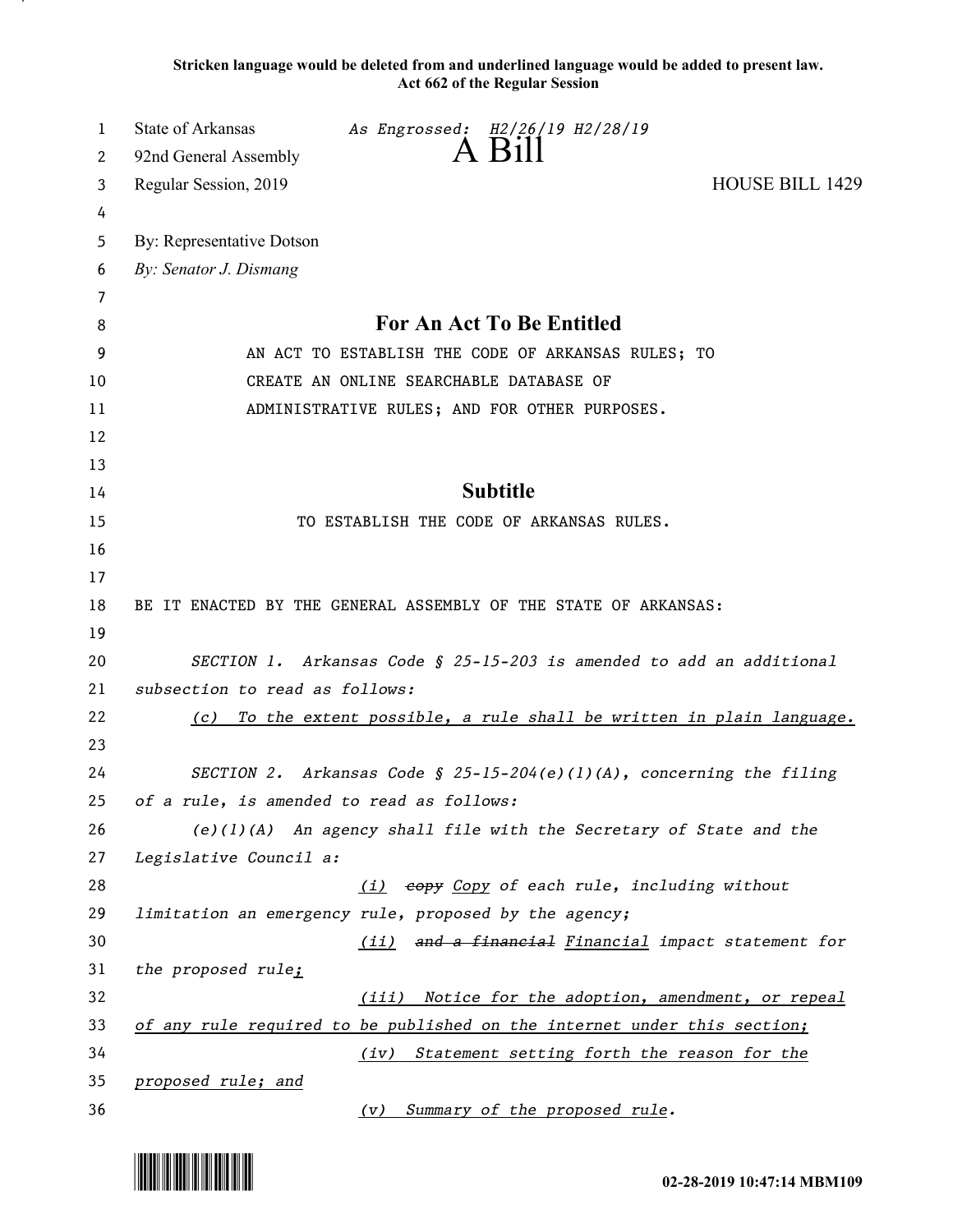Stricken language would be deleted from and underlined language would be added to present law.
Act 662 of the Regular Session

State of Arkansas *As Engrossed: H2/26/19 H2/28/19*
92nd General Assembly
# A Bill
Regular Session, 2019 HOUSE BILL 1429

By: Representative Dotson
*By: Senator J. Dismang*

## For An Act To Be Entitled

AN ACT TO ESTABLISH THE CODE OF ARKANSAS RULES; TO CREATE AN ONLINE SEARCHABLE DATABASE OF ADMINISTRATIVE RULES; AND FOR OTHER PURPOSES.

## Subtitle

TO ESTABLISH THE CODE OF ARKANSAS RULES.

BE IT ENACTED BY THE GENERAL ASSEMBLY OF THE STATE OF ARKANSAS:

*SECTION 1. Arkansas Code § 25-15-203 is amended to add an additional subsection to read as follows:*

<u>*(c) To the extent possible, a rule shall be written in plain language.*</u>

*SECTION 2. Arkansas Code § 25-15-204(e)(1)(A), concerning the filing of a rule, is amended to read as follows:*

*(e)(1)(A) An agency shall file with the Secretary of State and the Legislative Council a:*

<u>*(i)*</u> ~~*copy*~~ <u>*Copy*</u> *of each rule, including without limitation an emergency rule, proposed by the agency;*

<u>*(ii)*</u> ~~*and a financial*~~ <u>*Financial*</u> *impact statement for the proposed rule*<u>*;*</u>

<u>*(iii) Notice for the adoption, amendment, or repeal of any rule required to be published on the internet under this section;*</u>

<u>*(iv) Statement setting forth the reason for the proposed rule; and*</u>

<u>*(v) Summary of the proposed rule*</u>*.*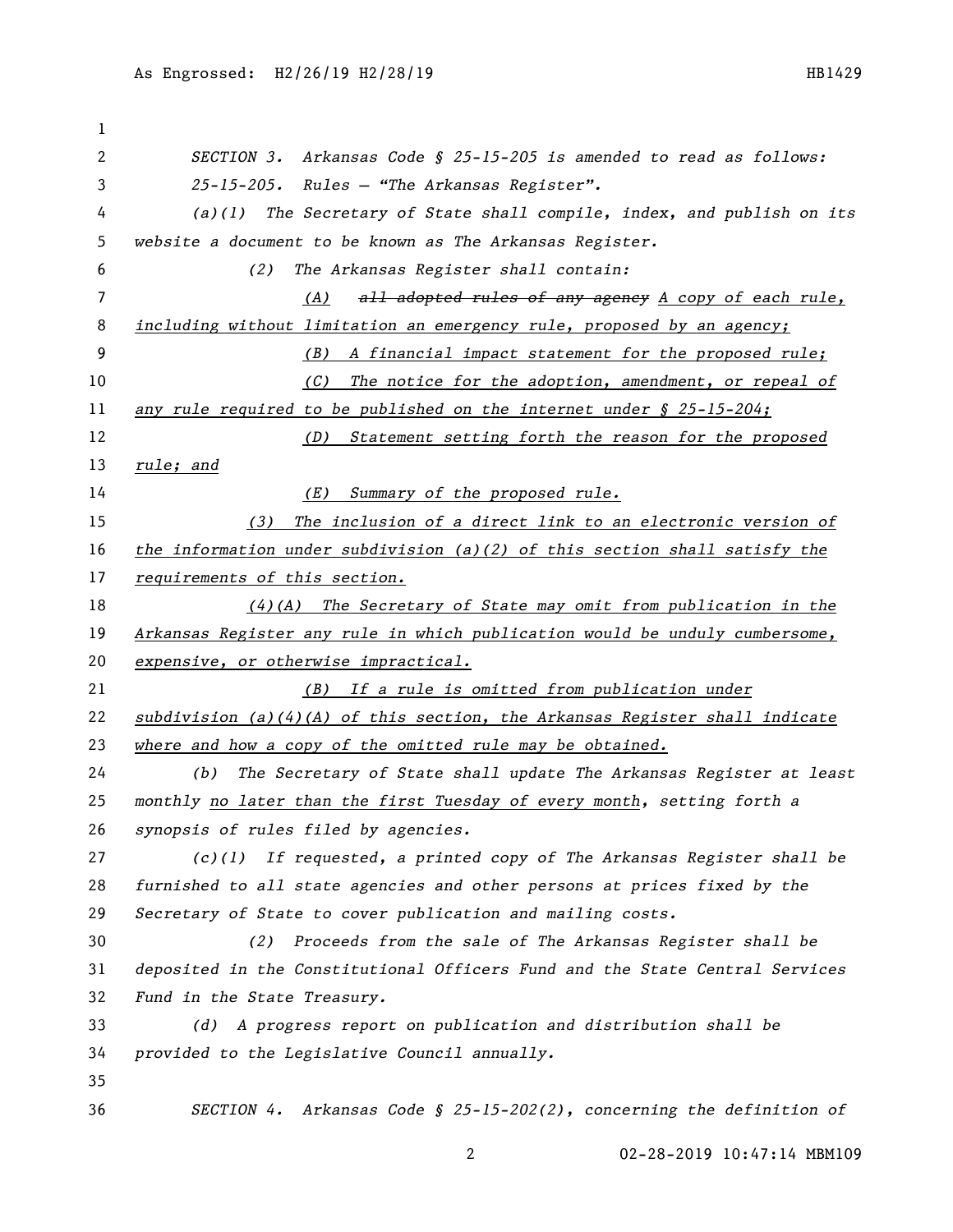SECTION 3. Arkansas Code § 25-15-205 is amended to read as follows:

25-15-205. Rules — "The Arkansas Register".

(a)(1) The Secretary of State shall compile, index, and publish on its website a document to be known as The Arkansas Register.

(2) The Arkansas Register shall contain:

(A) ~~all adopted rules of any agency~~ A copy of each rule, including without limitation an emergency rule, proposed by an agency;

(B) A financial impact statement for the proposed rule;

(C) The notice for the adoption, amendment, or repeal of any rule required to be published on the internet under § 25-15-204;

(D) Statement setting forth the reason for the proposed rule; and

(E) Summary of the proposed rule.

(3) The inclusion of a direct link to an electronic version of the information under subdivision (a)(2) of this section shall satisfy the requirements of this section.

(4)(A) The Secretary of State may omit from publication in the Arkansas Register any rule in which publication would be unduly cumbersome, expensive, or otherwise impractical.

(B) If a rule is omitted from publication under subdivision (a)(4)(A) of this section, the Arkansas Register shall indicate where and how a copy of the omitted rule may be obtained.

(b) The Secretary of State shall update The Arkansas Register at least monthly no later than the first Tuesday of every month, setting forth a synopsis of rules filed by agencies.

(c)(1) If requested, a printed copy of The Arkansas Register shall be furnished to all state agencies and other persons at prices fixed by the Secretary of State to cover publication and mailing costs.

(2) Proceeds from the sale of The Arkansas Register shall be deposited in the Constitutional Officers Fund and the State Central Services Fund in the State Treasury.

(d) A progress report on publication and distribution shall be provided to the Legislative Council annually.

SECTION 4. Arkansas Code § 25-15-202(2), concerning the definition of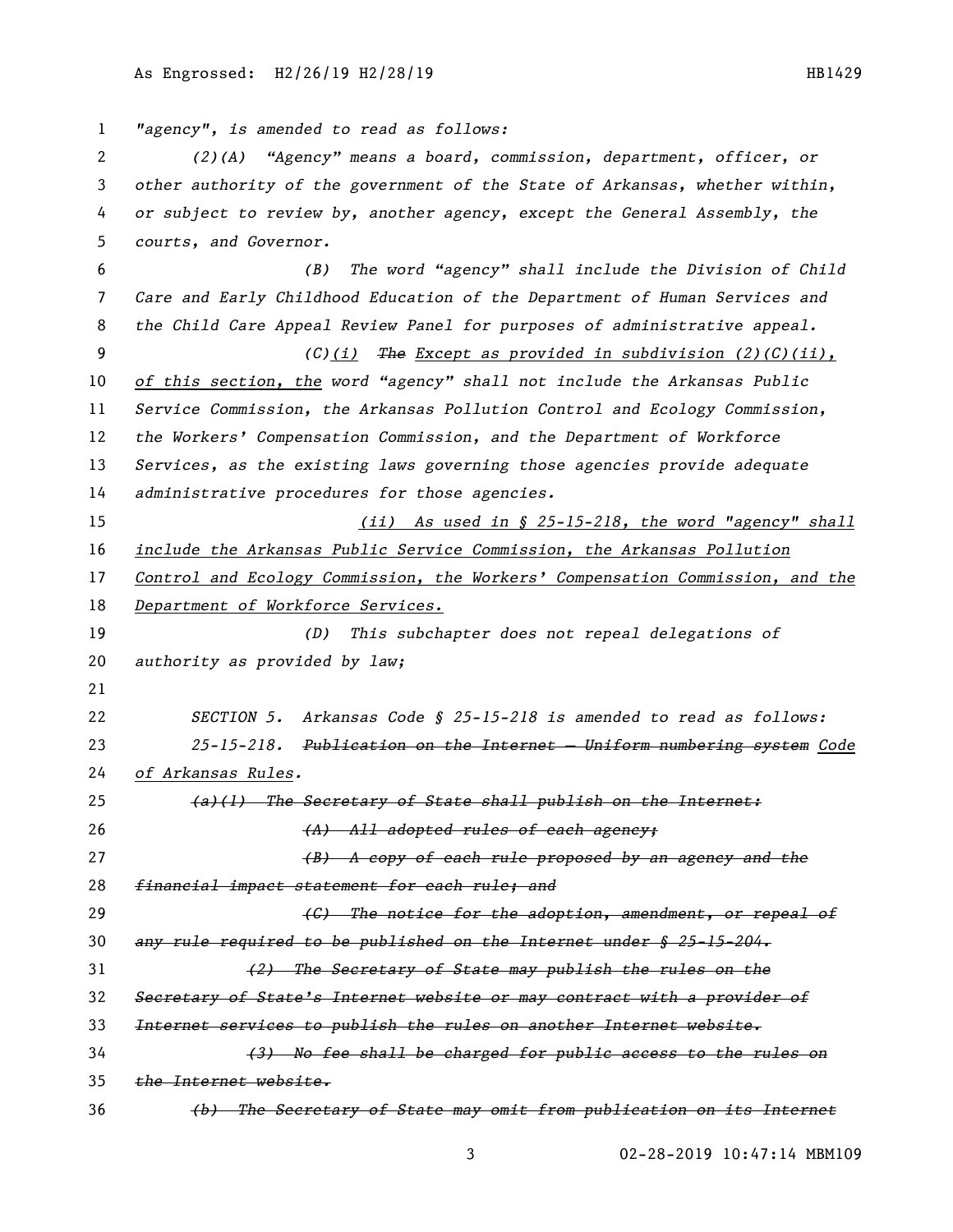"agency", is amended to read as follows:

*(2)(A) "Agency" means a board, commission, department, officer, or other authority of the government of the State of Arkansas, whether within, or subject to review by, another agency, except the General Assembly, the courts, and Governor.*

*(B) The word "agency" shall include the Division of Child Care and Early Childhood Education of the Department of Human Services and the Child Care Appeal Review Panel for purposes of administrative appeal.*

*(C)<u>(i)</u> ~~The~~ <u>Except as provided in subdivision (2)(C)(ii), of this section, the</u> word "agency" shall not include the Arkansas Public Service Commission, the Arkansas Pollution Control and Ecology Commission, the Workers' Compensation Commission, and the Department of Workforce Services, as the existing laws governing those agencies provide adequate administrative procedures for those agencies.*

<u>*(ii) As used in § 25-15-218, the word "agency" shall include the Arkansas Public Service Commission, the Arkansas Pollution Control and Ecology Commission, the Workers' Compensation Commission, and the Department of Workforce Services.*</u>

*(D) This subchapter does not repeal delegations of authority as provided by law;*

SECTION 5. Arkansas Code § 25-15-218 is amended to read as follows:

*25-15-218. ~~Publication on the Internet — Uniform numbering system~~ <u>Code of Arkansas Rules</u>.*

~~*(a)(1) The Secretary of State shall publish on the Internet:*~~

~~*(A) All adopted rules of each agency;*~~

~~*(B) A copy of each rule proposed by an agency and the financial impact statement for each rule; and*~~

~~*(C) The notice for the adoption, amendment, or repeal of any rule required to be published on the Internet under § 25-15-204.*~~

~~*(2) The Secretary of State may publish the rules on the Secretary of State's Internet website or may contract with a provider of Internet services to publish the rules on another Internet website.*~~

~~*(3) No fee shall be charged for public access to the rules on the Internet website.*~~

~~*(b) The Secretary of State may omit from publication on its Internet*~~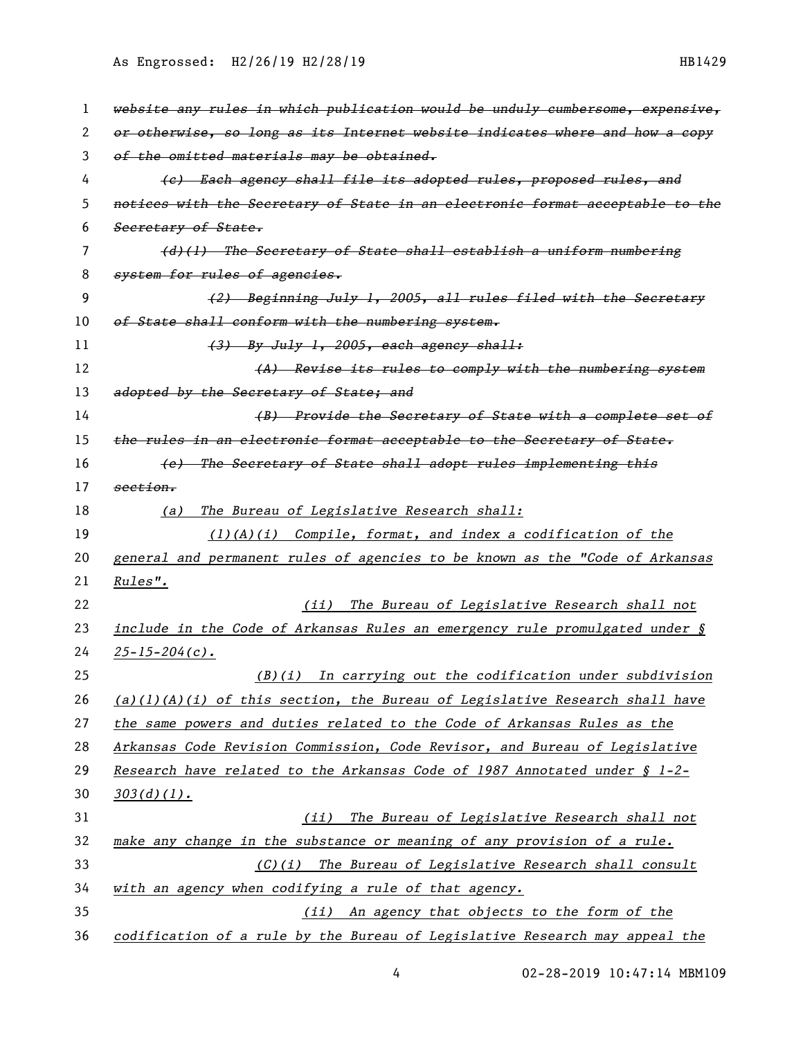~~website any rules in which publication would be unduly cumbersome, expensive, or otherwise, so long as its Internet website indicates where and how a copy of the omitted materials may be obtained.~~

~~(c) Each agency shall file its adopted rules, proposed rules, and notices with the Secretary of State in an electronic format acceptable to the Secretary of State.~~

~~(d)(1) The Secretary of State shall establish a uniform numbering system for rules of agencies.~~

~~(2) Beginning July 1, 2005, all rules filed with the Secretary of State shall conform with the numbering system.~~

~~(3) By July 1, 2005, each agency shall:~~

~~(A) Revise its rules to comply with the numbering system adopted by the Secretary of State; and~~

~~(B) Provide the Secretary of State with a complete set of the rules in an electronic format acceptable to the Secretary of State.~~

~~(e) The Secretary of State shall adopt rules implementing this section.~~

*(a) The Bureau of Legislative Research shall:*

*(1)(A)(i) Compile, format, and index a codification of the general and permanent rules of agencies to be known as the "Code of Arkansas Rules".*

*(ii) The Bureau of Legislative Research shall not include in the Code of Arkansas Rules an emergency rule promulgated under § 25-15-204(c).*

*(B)(i) In carrying out the codification under subdivision (a)(1)(A)(i) of this section, the Bureau of Legislative Research shall have the same powers and duties related to the Code of Arkansas Rules as the Arkansas Code Revision Commission, Code Revisor, and Bureau of Legislative Research have related to the Arkansas Code of 1987 Annotated under § 1-2-303(d)(1).*

*(ii) The Bureau of Legislative Research shall not make any change in the substance or meaning of any provision of a rule.*

*(C)(i) The Bureau of Legislative Research shall consult with an agency when codifying a rule of that agency.*

*(ii) An agency that objects to the form of the codification of a rule by the Bureau of Legislative Research may appeal the*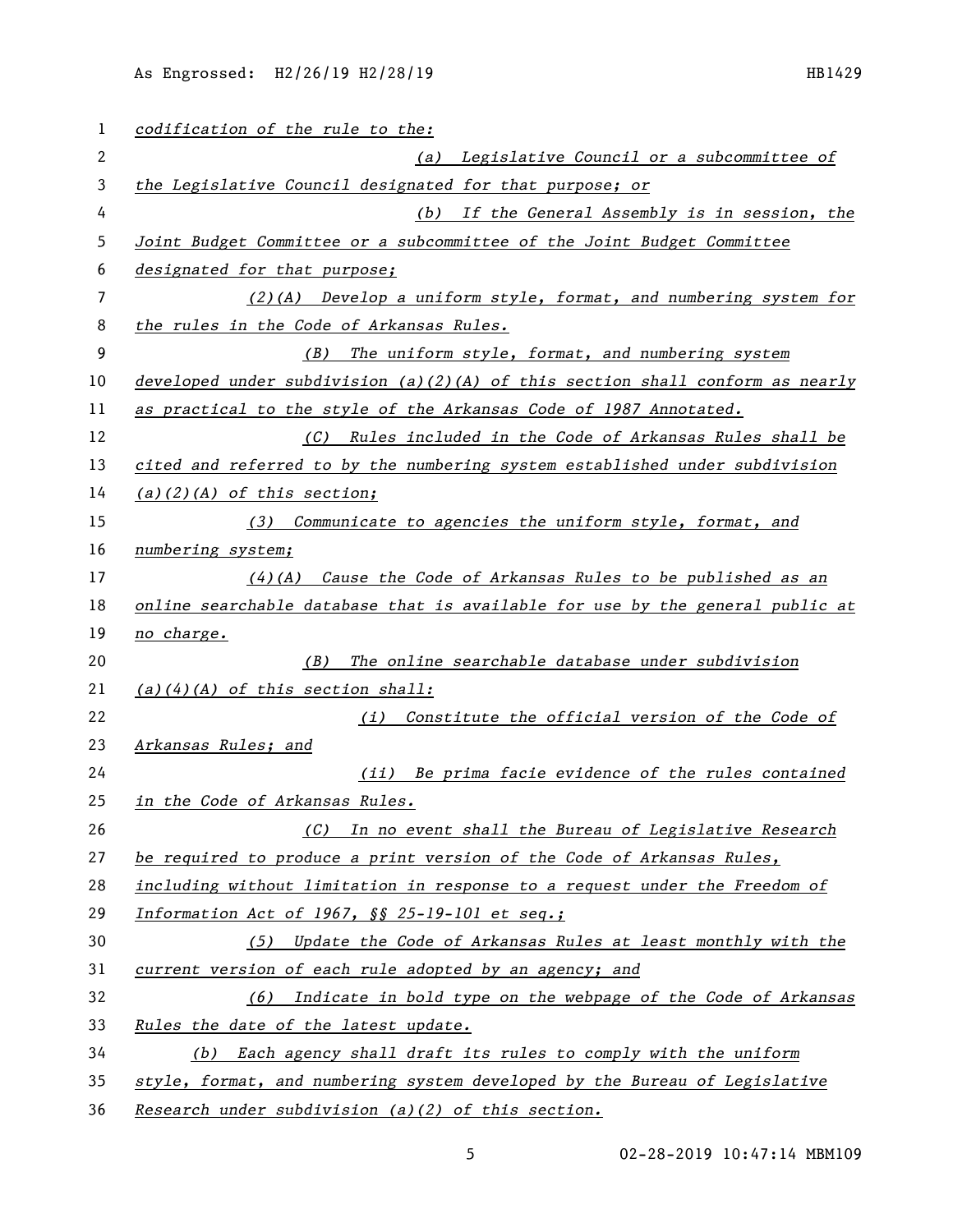*codification of the rule to the:*

*(a) Legislative Council or a subcommittee of the Legislative Council designated for that purpose; or*

*(b) If the General Assembly is in session, the Joint Budget Committee or a subcommittee of the Joint Budget Committee designated for that purpose;*

*(2)(A) Develop a uniform style, format, and numbering system for the rules in the Code of Arkansas Rules.*

*(B) The uniform style, format, and numbering system developed under subdivision (a)(2)(A) of this section shall conform as nearly as practical to the style of the Arkansas Code of 1987 Annotated.*

*(C) Rules included in the Code of Arkansas Rules shall be cited and referred to by the numbering system established under subdivision (a)(2)(A) of this section;*

*(3) Communicate to agencies the uniform style, format, and numbering system;*

*(4)(A) Cause the Code of Arkansas Rules to be published as an online searchable database that is available for use by the general public at no charge.*

*(B) The online searchable database under subdivision (a)(4)(A) of this section shall:*

*(i) Constitute the official version of the Code of Arkansas Rules; and*

*(ii) Be prima facie evidence of the rules contained in the Code of Arkansas Rules.*

*(C) In no event shall the Bureau of Legislative Research be required to produce a print version of the Code of Arkansas Rules, including without limitation in response to a request under the Freedom of Information Act of 1967, §§ 25-19-101 et seq.;*

*(5) Update the Code of Arkansas Rules at least monthly with the current version of each rule adopted by an agency; and*

*(6) Indicate in bold type on the webpage of the Code of Arkansas Rules the date of the latest update.*

*(b) Each agency shall draft its rules to comply with the uniform style, format, and numbering system developed by the Bureau of Legislative Research under subdivision (a)(2) of this section.*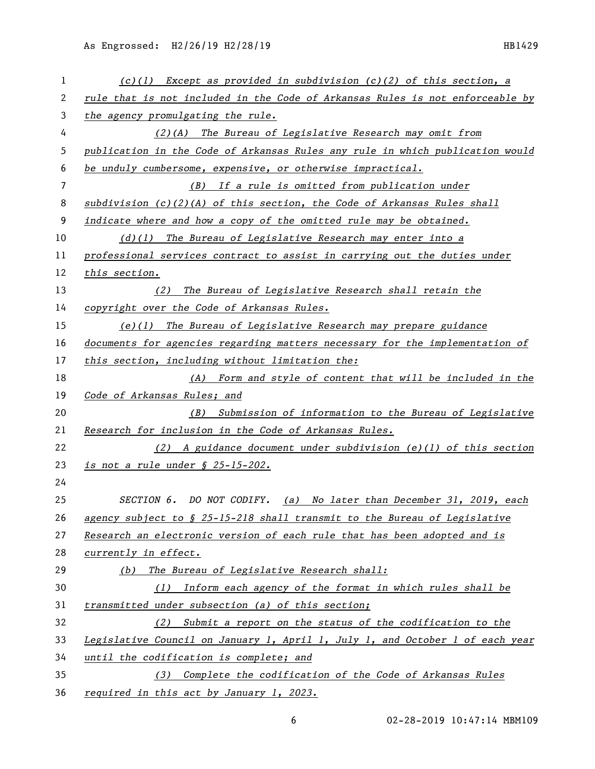*(c)(1) Except as provided in subdivision (c)(2) of this section, a rule that is not included in the Code of Arkansas Rules is not enforceable by the agency promulgating the rule.*

*(2)(A) The Bureau of Legislative Research may omit from publication in the Code of Arkansas Rules any rule in which publication would be unduly cumbersome, expensive, or otherwise impractical.*

*(B) If a rule is omitted from publication under subdivision (c)(2)(A) of this section, the Code of Arkansas Rules shall indicate where and how a copy of the omitted rule may be obtained.*

*(d)(1) The Bureau of Legislative Research may enter into a professional services contract to assist in carrying out the duties under this section.*

*(2) The Bureau of Legislative Research shall retain the copyright over the Code of Arkansas Rules.*

*(e)(1) The Bureau of Legislative Research may prepare guidance documents for agencies regarding matters necessary for the implementation of this section, including without limitation the:*

*(A) Form and style of content that will be included in the Code of Arkansas Rules; and*

*(B) Submission of information to the Bureau of Legislative Research for inclusion in the Code of Arkansas Rules.*

*(2) A guidance document under subdivision (e)(1) of this section is not a rule under § 25-15-202.*

*SECTION 6. DO NOT CODIFY. (a) No later than December 31, 2019, each agency subject to § 25-15-218 shall transmit to the Bureau of Legislative Research an electronic version of each rule that has been adopted and is currently in effect.*

*(b) The Bureau of Legislative Research shall:*

*(1) Inform each agency of the format in which rules shall be transmitted under subsection (a) of this section;*

*(2) Submit a report on the status of the codification to the Legislative Council on January 1, April 1, July 1, and October 1 of each year until the codification is complete; and*

*(3) Complete the codification of the Code of Arkansas Rules required in this act by January 1, 2023.*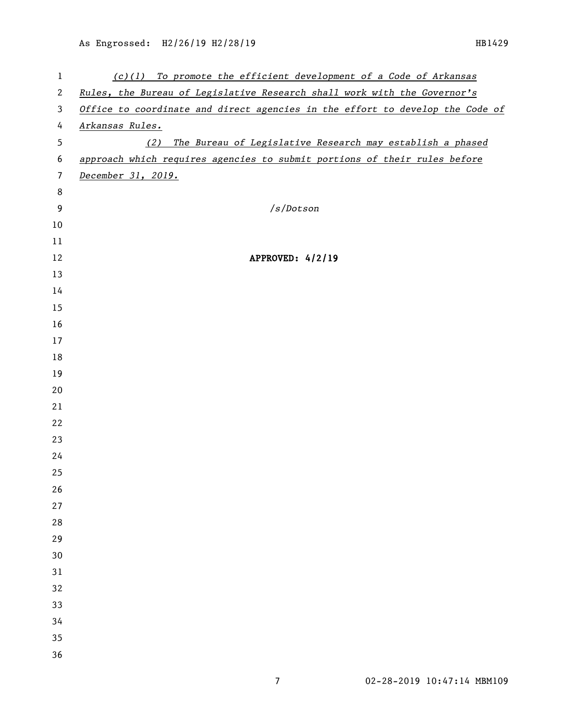*(c)(1) To promote the efficient development of a Code of Arkansas Rules, the Bureau of Legislative Research shall work with the Governor's Office to coordinate and direct agencies in the effort to develop the Code of Arkansas Rules.*

*(2) The Bureau of Legislative Research may establish a phased approach which requires agencies to submit portions of their rules before December 31, 2019.*

*/s/Dotson*

**APPROVED: 4/2/19**